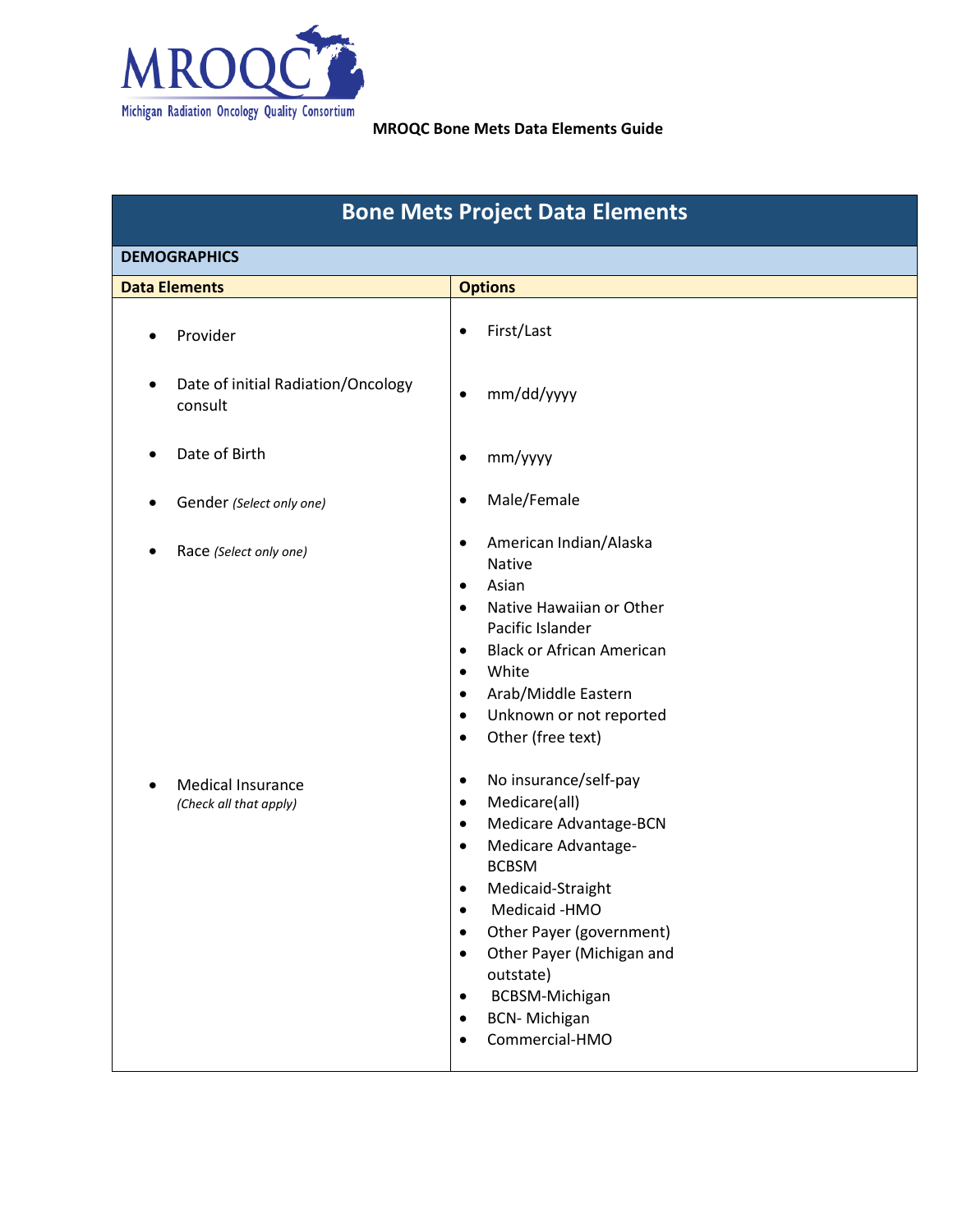MROQC

Michigan Radiation Oncology Quality Consortium

**MROQC Bone Mets Data Elements Guide**

# Bone Mets Project Data Elements

| **DEMOGRAPHICS** | |
|---|---|
| **Data Elements** | **Options** |
| • Provider | • First/Last |
| • Date of initial Radiation/Oncology consult | • mm/dd/yyyy |
| • Date of Birth | • mm/yyyy |
| • Gender *(Select only one)* | • Male/Female |
| • Race *(Select only one)* | • American Indian/Alaska Native<br>• Asian<br>• Native Hawaiian or Other Pacific Islander<br>• Black or African American<br>• White<br>• Arab/Middle Eastern<br>• Unknown or not reported<br>• Other (free text) |
| • Medical Insurance *(Check all that apply)* | • No insurance/self-pay<br>• Medicare(all)<br>• Medicare Advantage-BCN<br>• Medicare Advantage-BCBSM<br>• Medicaid-Straight<br>• Medicaid -HMO<br>• Other Payer (government)<br>• Other Payer (Michigan and outstate)<br>• BCBSM-Michigan<br>• BCN- Michigan<br>• Commercial-HMO |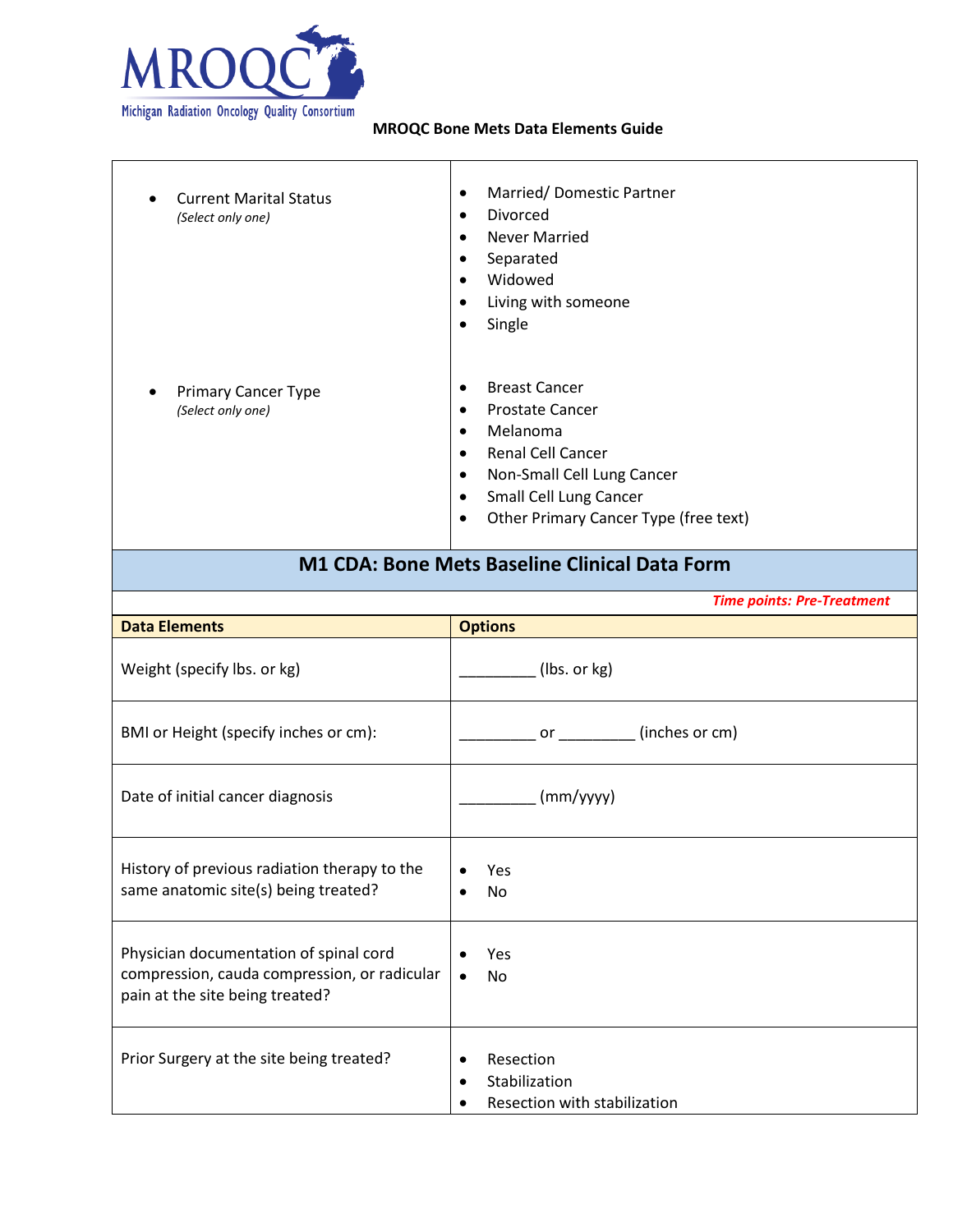**MROQC Bone Mets Data Elements Guide**

| | |
|---|---|
| • Current Marital Status *(Select only one)* | • Married/ Domestic Partner<br>• Divorced<br>• Never Married<br>• Separated<br>• Widowed<br>• Living with someone<br>• Single |
| • Primary Cancer Type *(Select only one)* | • Breast Cancer<br>• Prostate Cancer<br>• Melanoma<br>• Renal Cell Cancer<br>• Non-Small Cell Lung Cancer<br>• Small Cell Lung Cancer<br>• Other Primary Cancer Type (free text) |

## M1 CDA: Bone Mets Baseline Clinical Data Form

*Time points: Pre-Treatment*

| Data Elements | Options |
|---|---|
| Weight (specify lbs. or kg) | _________ (lbs. or kg) |
| BMI or Height (specify inches or cm): | _________ or _________ (inches or cm) |
| Date of initial cancer diagnosis | _________ (mm/yyyy) |
| History of previous radiation therapy to the same anatomic site(s) being treated? | • Yes<br>• No |
| Physician documentation of spinal cord compression, cauda compression, or radicular pain at the site being treated? | • Yes<br>• No |
| Prior Surgery at the site being treated? | • Resection<br>• Stabilization<br>• Resection with stabilization |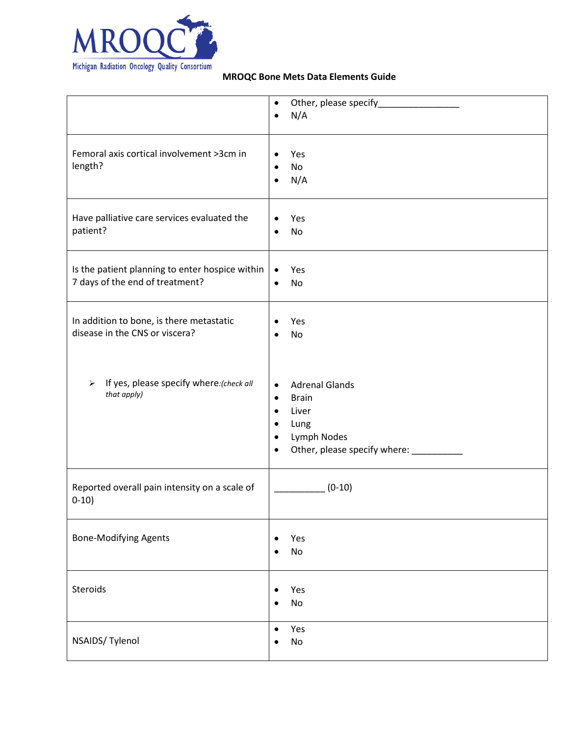**MROQC Bone Mets Data Elements Guide**

| | |
|---|---|
| | • Other, please specify________________ <br> • N/A |
| Femoral axis cortical involvement >3cm in length? | • Yes <br> • No <br> • N/A |
| Have palliative care services evaluated the patient? | • Yes <br> • No |
| Is the patient planning to enter hospice within 7 days of the end of treatment? | • Yes <br> • No |
| In addition to bone, is there metastatic disease in the CNS or viscera? | • Yes <br> • No |
| ➢ If yes, please specify where:*(check all that apply)* | • Adrenal Glands <br> • Brain <br> • Liver <br> • Lung <br> • Lymph Nodes <br> • Other, please specify where: __________ |
| Reported overall pain intensity on a scale of 0-10) | __________ (0-10) |
| Bone-Modifying Agents | • Yes <br> • No |
| Steroids | • Yes <br> • No |
| NSAIDS/ Tylenol | • Yes <br> • No |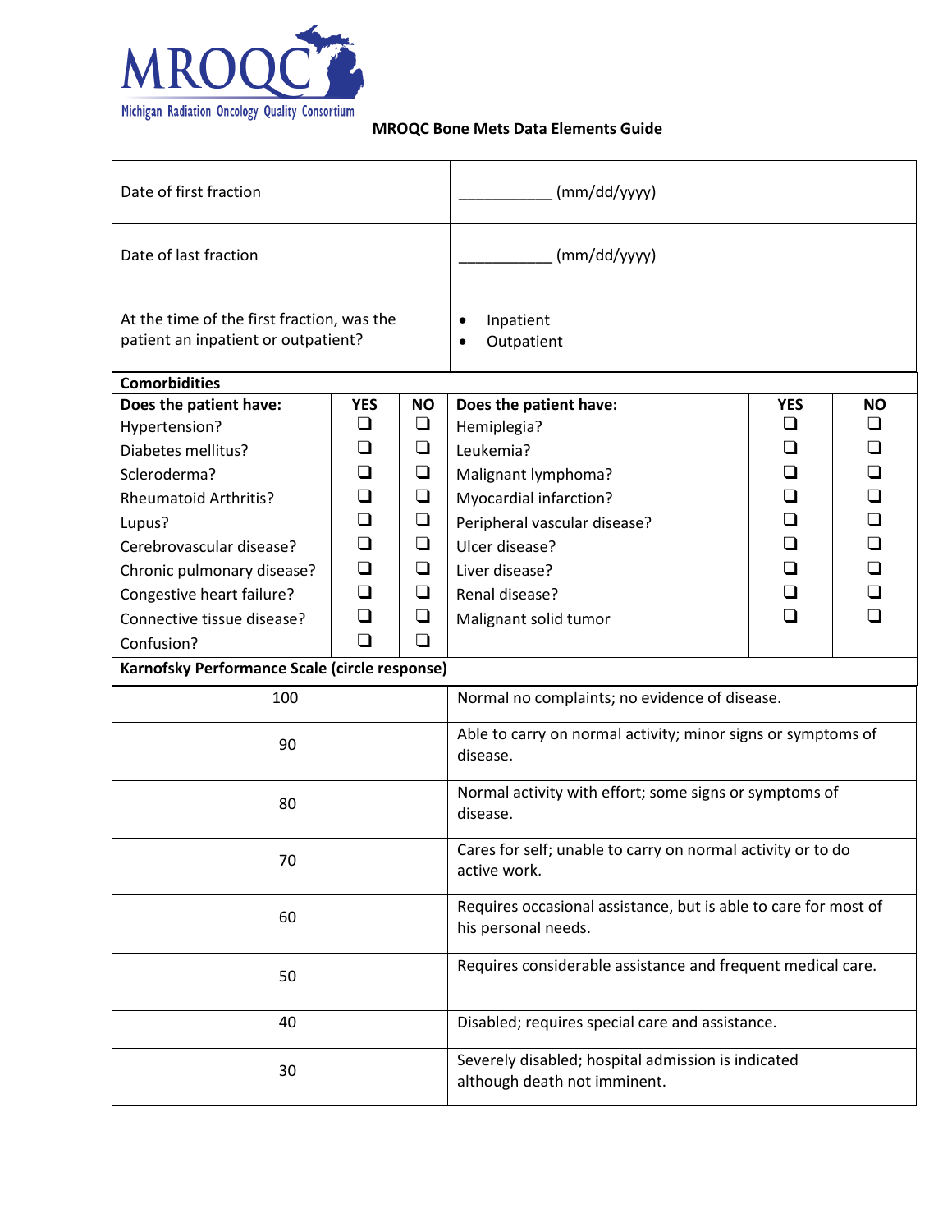MROQC
Michigan Radiation Oncology Quality Consortium

**MROQC Bone Mets Data Elements Guide**

| | |
|---|---|
| Date of first fraction | ___________ (mm/dd/yyyy) |
| Date of last fraction | ___________ (mm/dd/yyyy) |
| At the time of the first fraction, was the patient an inpatient or outpatient? | • Inpatient<br>• Outpatient |

**Comorbidities**

| **Does the patient have:** | **YES** | **NO** | **Does the patient have:** | **YES** | **NO** |
|---|---|---|---|---|---|
| Hypertension? | ❑ | ❑ | Hemiplegia? | ❑ | ❑ |
| Diabetes mellitus? | ❑ | ❑ | Leukemia? | ❑ | ❑ |
| Scleroderma? | ❑ | ❑ | Malignant lymphoma? | ❑ | ❑ |
| Rheumatoid Arthritis? | ❑ | ❑ | Myocardial infarction? | ❑ | ❑ |
| Lupus? | ❑ | ❑ | Peripheral vascular disease? | ❑ | ❑ |
| Cerebrovascular disease? | ❑ | ❑ | Ulcer disease? | ❑ | ❑ |
| Chronic pulmonary disease? | ❑ | ❑ | Liver disease? | ❑ | ❑ |
| Congestive heart failure? | ❑ | ❑ | Renal disease? | ❑ | ❑ |
| Connective tissue disease? | ❑ | ❑ | Malignant solid tumor | ❑ | ❑ |
| Confusion? | ❑ | ❑ | | | |

**Karnofsky Performance Scale (circle response)**

| | |
|---|---|
| 100 | Normal no complaints; no evidence of disease. |
| 90 | Able to carry on normal activity; minor signs or symptoms of disease. |
| 80 | Normal activity with effort; some signs or symptoms of disease. |
| 70 | Cares for self; unable to carry on normal activity or to do active work. |
| 60 | Requires occasional assistance, but is able to care for most of his personal needs. |
| 50 | Requires considerable assistance and frequent medical care. |
| 40 | Disabled; requires special care and assistance. |
| 30 | Severely disabled; hospital admission is indicated although death not imminent. |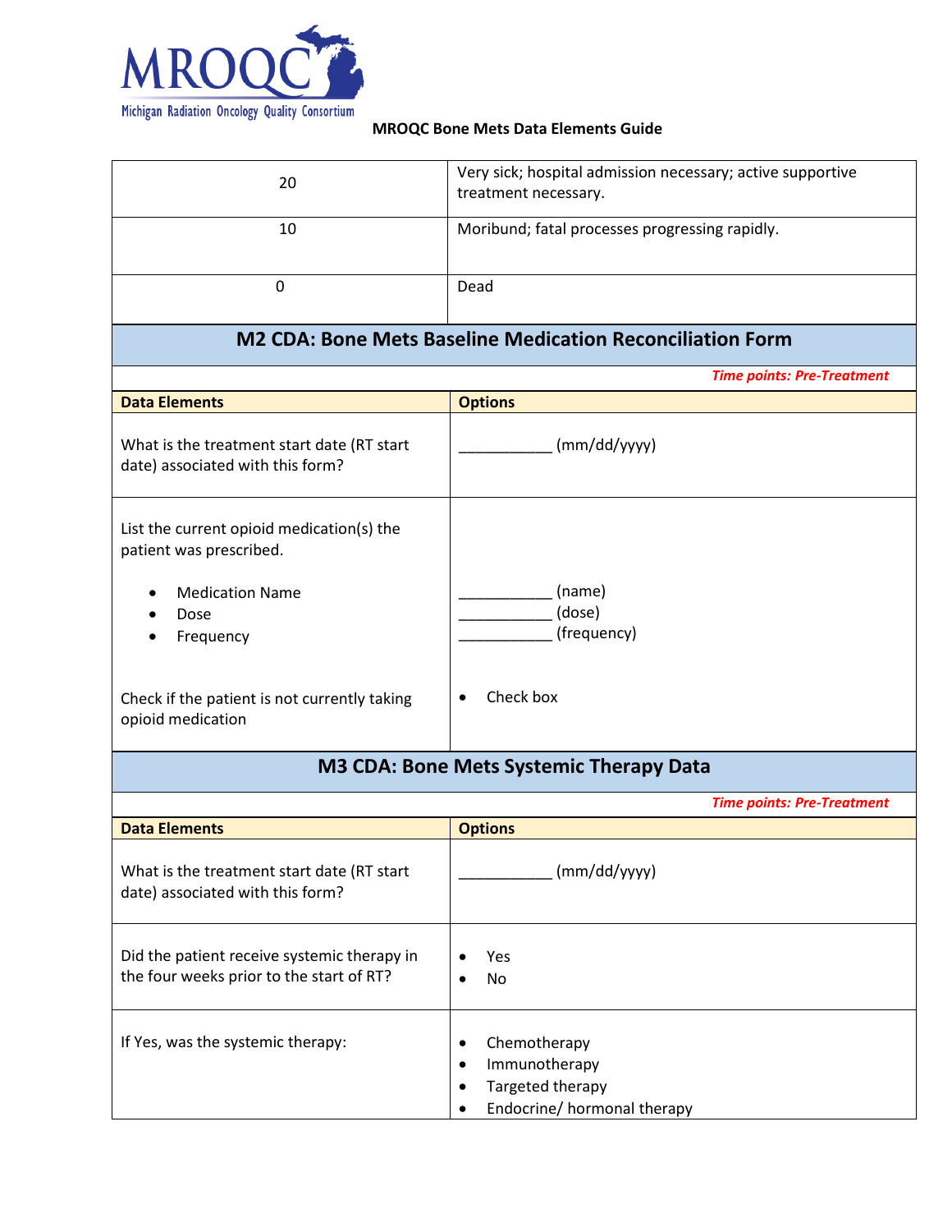| | |
|---|---|
| 20 | Very sick; hospital admission necessary; active supportive treatment necessary. |
| 10 | Moribund; fatal processes progressing rapidly. |
| 0 | Dead |

## M2 CDA: Bone Mets Baseline Medication Reconciliation Form

*Time points: Pre-Treatment*

| Data Elements | Options |
|---|---|
| What is the treatment start date (RT start date) associated with this form? | ___________ (mm/dd/yyyy) |
| List the current opioid medication(s) the patient was prescribed.<br>• Medication Name<br>• Dose<br>• Frequency<br><br>Check if the patient is not currently taking opioid medication | ___________ (name)<br>___________ (dose)<br>___________ (frequency)<br><br>• Check box |

## M3 CDA: Bone Mets Systemic Therapy Data

*Time points: Pre-Treatment*

| Data Elements | Options |
|---|---|
| What is the treatment start date (RT start date) associated with this form? | ___________ (mm/dd/yyyy) |
| Did the patient receive systemic therapy in the four weeks prior to the start of RT? | • Yes<br>• No |
| If Yes, was the systemic therapy: | • Chemotherapy<br>• Immunotherapy<br>• Targeted therapy<br>• Endocrine/ hormonal therapy |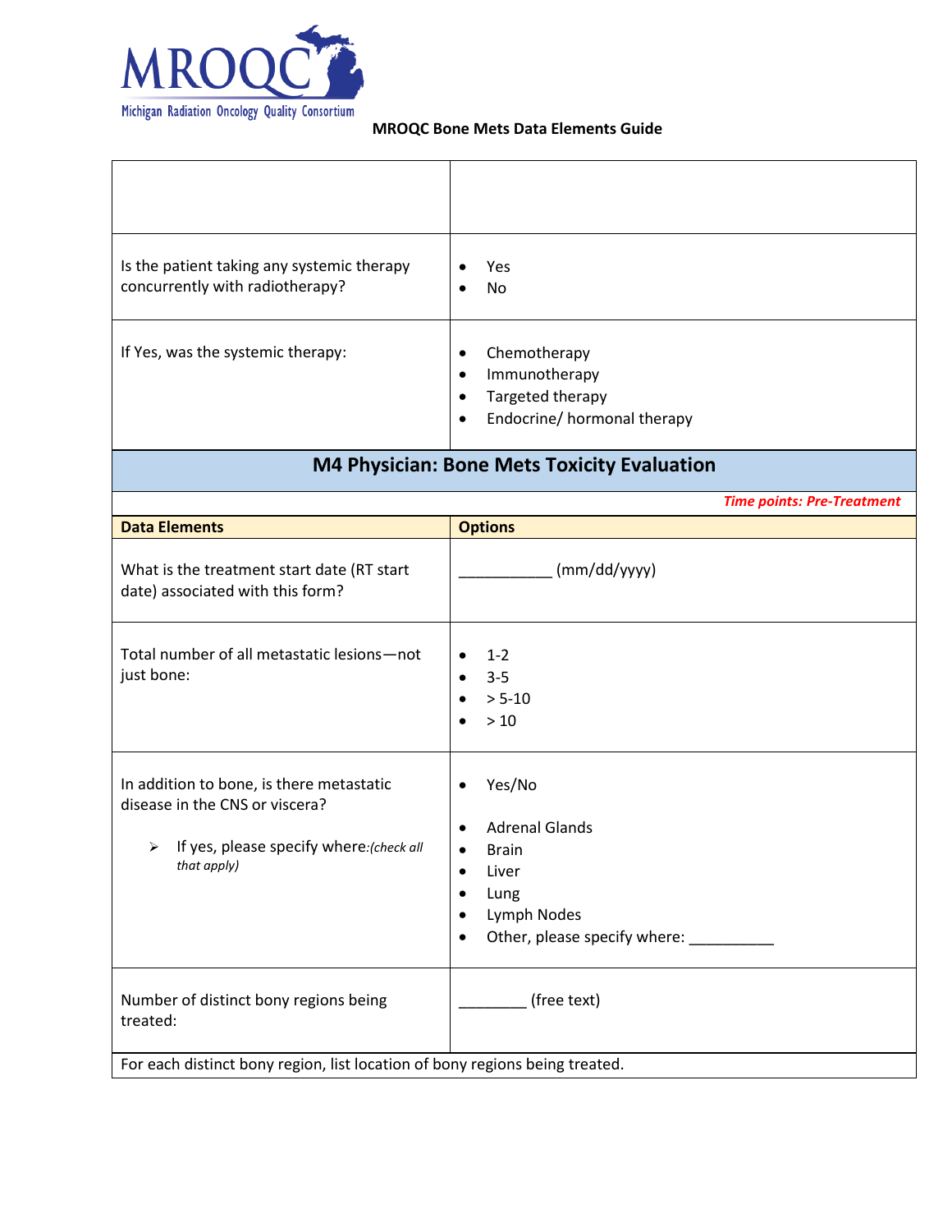| | |
|---|---|
| | |
| Is the patient taking any systemic therapy concurrently with radiotherapy? | • Yes<br>• No |
| If Yes, was the systemic therapy: | • Chemotherapy<br>• Immunotherapy<br>• Targeted therapy<br>• Endocrine/ hormonal therapy |

## M4 Physician: Bone Mets Toxicity Evaluation

***Time points: Pre-Treatment***

| **Data Elements** | **Options** |
|---|---|
| What is the treatment start date (RT start date) associated with this form? | ___________ (mm/dd/yyyy) |
| Total number of all metastatic lesions—not just bone: | • 1-2<br>• 3-5<br>• > 5-10<br>• > 10 |
| In addition to bone, is there metastatic disease in the CNS or viscera?<br>➢ If yes, please specify where:*(check all that apply)* | • Yes/No<br><br>• Adrenal Glands<br>• Brain<br>• Liver<br>• Lung<br>• Lymph Nodes<br>• Other, please specify where: __________ |
| Number of distinct bony regions being treated: | ________ (free text) |
| For each distinct bony region, list location of bony regions being treated. | |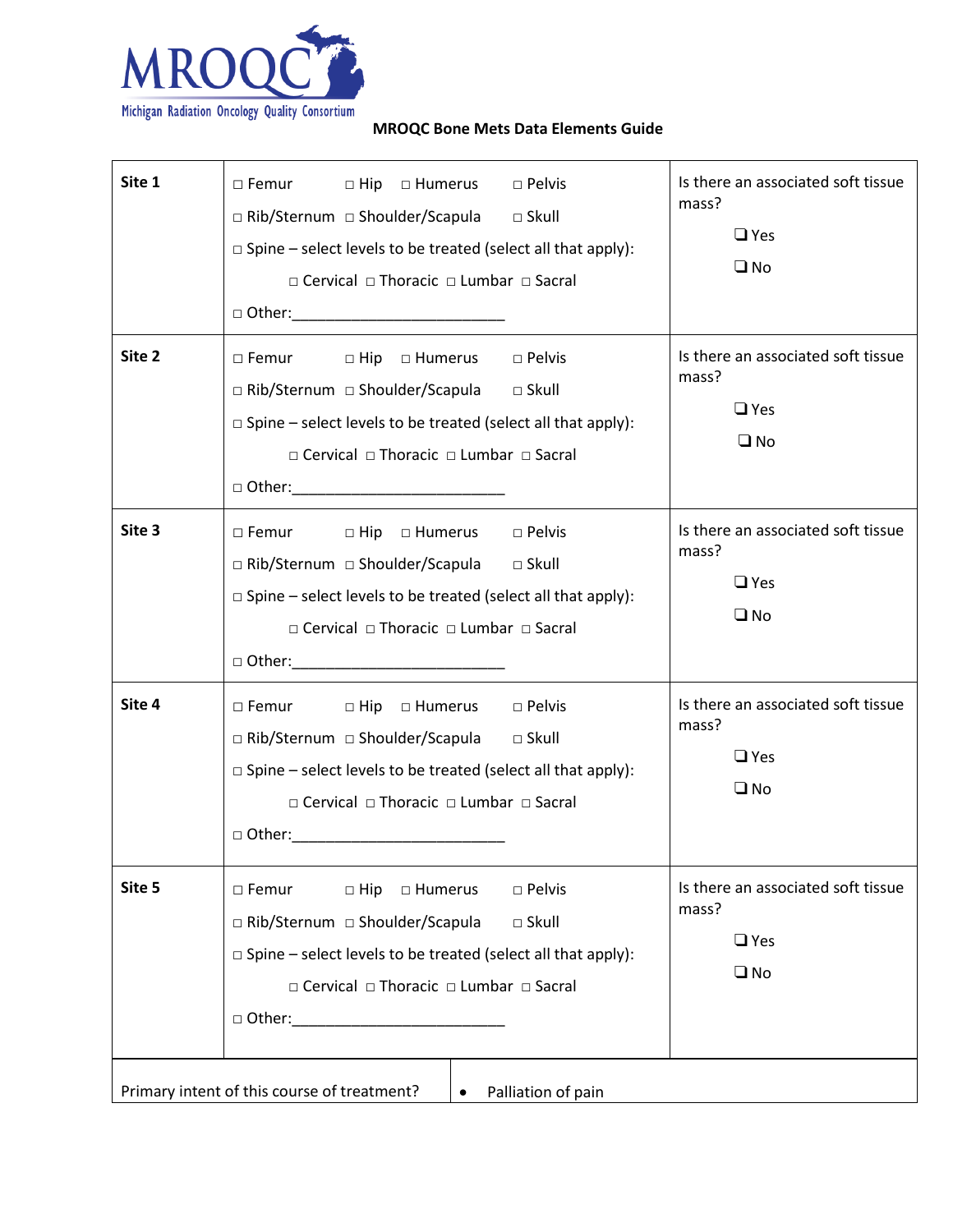MRQOC
Michigan Radiation Oncology Quality Consortium

**MROQC Bone Mets Data Elements Guide**

| | | |
|---|---|---|
| **Site 1** | □ Femur □ Hip □ Humerus □ Pelvis<br>□ Rib/Sternum □ Shoulder/Scapula □ Skull<br>□ Spine – select levels to be treated (select all that apply):<br>□ Cervical □ Thoracic □ Lumbar □ Sacral<br>□ Other:_________________________ | Is there an associated soft tissue mass?<br>❑ Yes<br>❑ No |
| **Site 2** | □ Femur □ Hip □ Humerus □ Pelvis<br>□ Rib/Sternum □ Shoulder/Scapula □ Skull<br>□ Spine – select levels to be treated (select all that apply):<br>□ Cervical □ Thoracic □ Lumbar □ Sacral<br>□ Other:_________________________ | Is there an associated soft tissue mass?<br>❑ Yes<br>❑ No |
| **Site 3** | □ Femur □ Hip □ Humerus □ Pelvis<br>□ Rib/Sternum □ Shoulder/Scapula □ Skull<br>□ Spine – select levels to be treated (select all that apply):<br>□ Cervical □ Thoracic □ Lumbar □ Sacral<br>□ Other:_________________________ | Is there an associated soft tissue mass?<br>❑ Yes<br>❑ No |
| **Site 4** | □ Femur □ Hip □ Humerus □ Pelvis<br>□ Rib/Sternum □ Shoulder/Scapula □ Skull<br>□ Spine – select levels to be treated (select all that apply):<br>□ Cervical □ Thoracic □ Lumbar □ Sacral<br>□ Other:_________________________ | Is there an associated soft tissue mass?<br>❑ Yes<br>❑ No |
| **Site 5** | □ Femur □ Hip □ Humerus □ Pelvis<br>□ Rib/Sternum □ Shoulder/Scapula □ Skull<br>□ Spine – select levels to be treated (select all that apply):<br>□ Cervical □ Thoracic □ Lumbar □ Sacral<br>□ Other:_________________________ | Is there an associated soft tissue mass?<br>❑ Yes<br>❑ No |

| | |
|---|---|
| Primary intent of this course of treatment? | • Palliation of pain |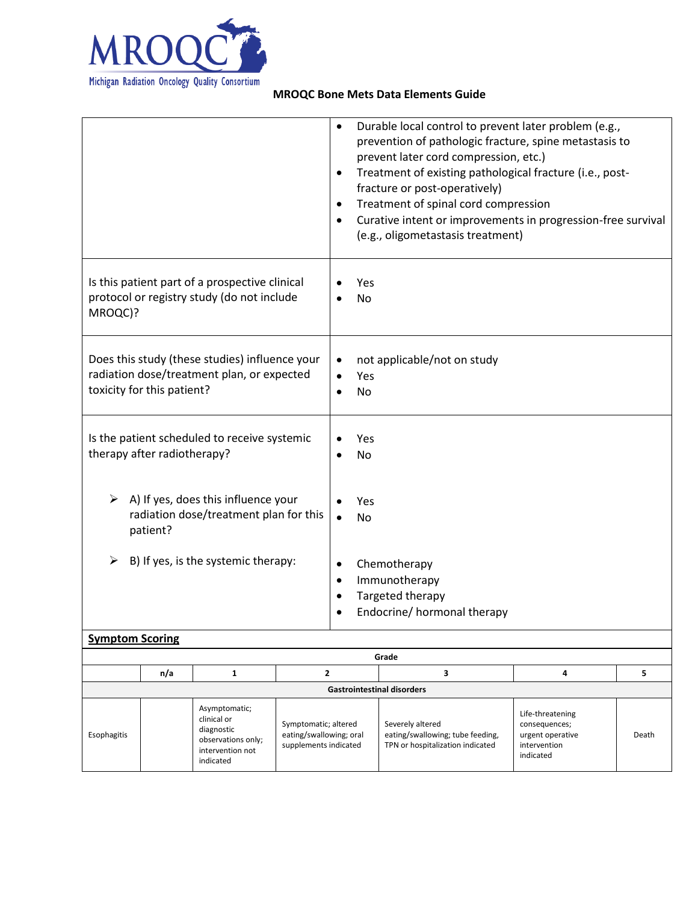| | |
|---|---|
| | • Durable local control to prevent later problem (e.g., prevention of pathologic fracture, spine metastasis to prevent later cord compression, etc.)<br>• Treatment of existing pathological fracture (i.e., post-fracture or post-operatively)<br>• Treatment of spinal cord compression<br>• Curative intent or improvements in progression-free survival (e.g., oligometastasis treatment) |
| Is this patient part of a prospective clinical protocol or registry study (do not include MROQC)? | • Yes<br>• No |
| Does this study (these studies) influence your radiation dose/treatment plan, or expected toxicity for this patient? | • not applicable/not on study<br>• Yes<br>• No |
| Is the patient scheduled to receive systemic therapy after radiotherapy? | • Yes<br>• No |
| ➢ A) If yes, does this influence your radiation dose/treatment plan for this patient? | • Yes<br>• No |
| ➢ B) If yes, is the systemic therapy: | • Chemotherapy<br>• Immunotherapy<br>• Targeted therapy<br>• Endocrine/ hormonal therapy |

## Symptom Scoring

| | Grade | | | | | |
|---|---|---|---|---|---|---|
| | n/a | 1 | 2 | 3 | 4 | 5 |
| **Gastrointestinal disorders** | | | | | | |
| Esophagitis | | Asymptomatic; clinical or diagnostic observations only; intervention not indicated | Symptomatic; altered eating/swallowing; oral supplements indicated | Severely altered eating/swallowing; tube feeding, TPN or hospitalization indicated | Life-threatening consequences; urgent operative intervention indicated | Death |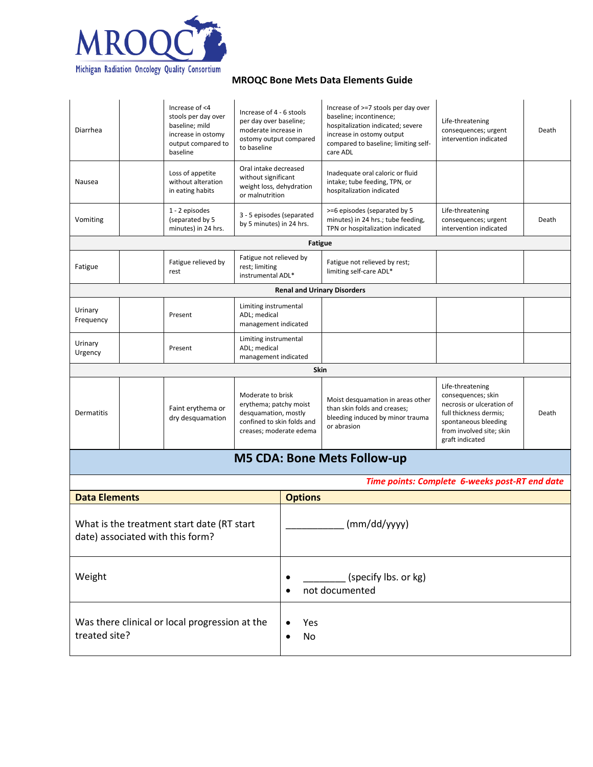# MROQC Bone Mets Data Elements Guide

| | | | | | | |
|---|---|---|---|---|---|---|
| Diarrhea | | Increase of <4 stools per day over baseline; mild increase in ostomy output compared to baseline | Increase of 4 - 6 stools per day over baseline; moderate increase in ostomy output compared to baseline | Increase of >=7 stools per day over baseline; incontinence; hospitalization indicated; severe increase in ostomy output compared to baseline; limiting self-care ADL | Life-threatening consequences; urgent intervention indicated | Death |
| Nausea | | Loss of appetite without alteration in eating habits | Oral intake decreased without significant weight loss, dehydration or malnutrition | Inadequate oral caloric or fluid intake; tube feeding, TPN, or hospitalization indicated | | |
| Vomiting | | 1 - 2 episodes (separated by 5 minutes) in 24 hrs. | 3 - 5 episodes (separated by 5 minutes) in 24 hrs. | >=6 episodes (separated by 5 minutes) in 24 hrs.; tube feeding, TPN or hospitalization indicated | Life-threatening consequences; urgent intervention indicated | Death |
| **Fatigue** | | | | | | |
| Fatigue | | Fatigue relieved by rest | Fatigue not relieved by rest; limiting instrumental ADL* | Fatigue not relieved by rest; limiting self-care ADL* | | |
| **Renal and Urinary Disorders** | | | | | | |
| Urinary Frequency | | Present | Limiting instrumental ADL; medical management indicated | | | |
| Urinary Urgency | | Present | Limiting instrumental ADL; medical management indicated | | | |
| **Skin** | | | | | | |
| Dermatitis | | Faint erythema or dry desquamation | Moderate to brisk erythema; patchy moist desquamation, mostly confined to skin folds and creases; moderate edema | Moist desquamation in areas other than skin folds and creases; bleeding induced by minor trauma or abrasion | Life-threatening consequences; skin necrosis or ulceration of full thickness dermis; spontaneous bleeding from involved site; skin graft indicated | Death |

## M5 CDA: Bone Mets Follow-up

*Time points: Complete 6-weeks post-RT end date*

| Data Elements | Options |
|---|---|
| What is the treatment start date (RT start date) associated with this form? | ___________ (mm/dd/yyyy) |
| Weight | • ________ (specify lbs. or kg)<br>• not documented |
| Was there clinical or local progression at the treated site? | • Yes<br>• No |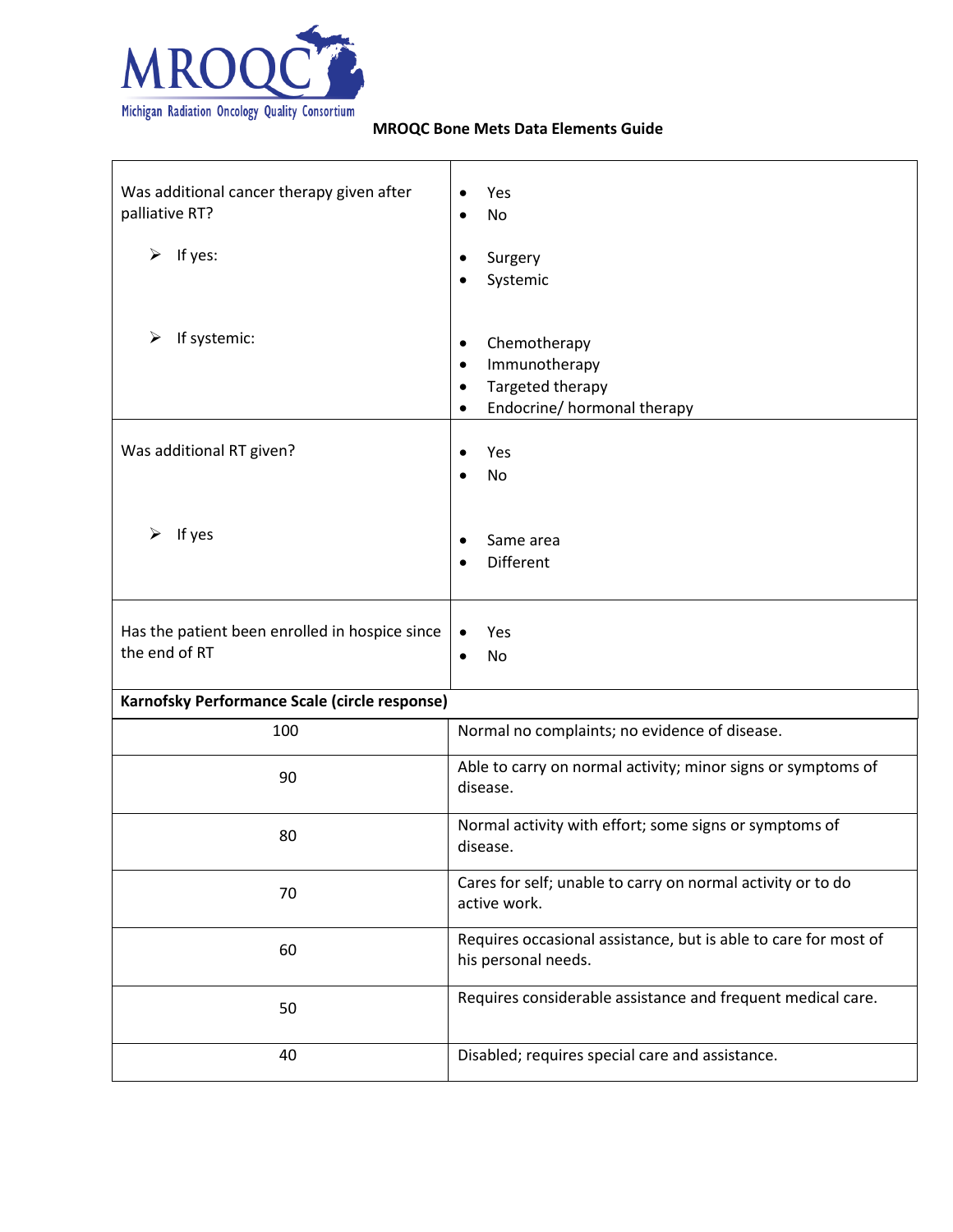**MROQC Bone Mets Data Elements Guide**

| | |
|---|---|
| Was additional cancer therapy given after palliative RT? | • Yes<br>• No |
| ➢ If yes: | • Surgery<br>• Systemic |
| ➢ If systemic: | • Chemotherapy<br>• Immunotherapy<br>• Targeted therapy<br>• Endocrine/ hormonal therapy |
| Was additional RT given? | • Yes<br>• No |
| ➢ If yes | • Same area<br>• Different |
| Has the patient been enrolled in hospice since the end of RT | • Yes<br>• No |

| **Karnofsky Performance Scale (circle response)** | |
|---|---|
| 100 | Normal no complaints; no evidence of disease. |
| 90 | Able to carry on normal activity; minor signs or symptoms of disease. |
| 80 | Normal activity with effort; some signs or symptoms of disease. |
| 70 | Cares for self; unable to carry on normal activity or to do active work. |
| 60 | Requires occasional assistance, but is able to care for most of his personal needs. |
| 50 | Requires considerable assistance and frequent medical care. |
| 40 | Disabled; requires special care and assistance. |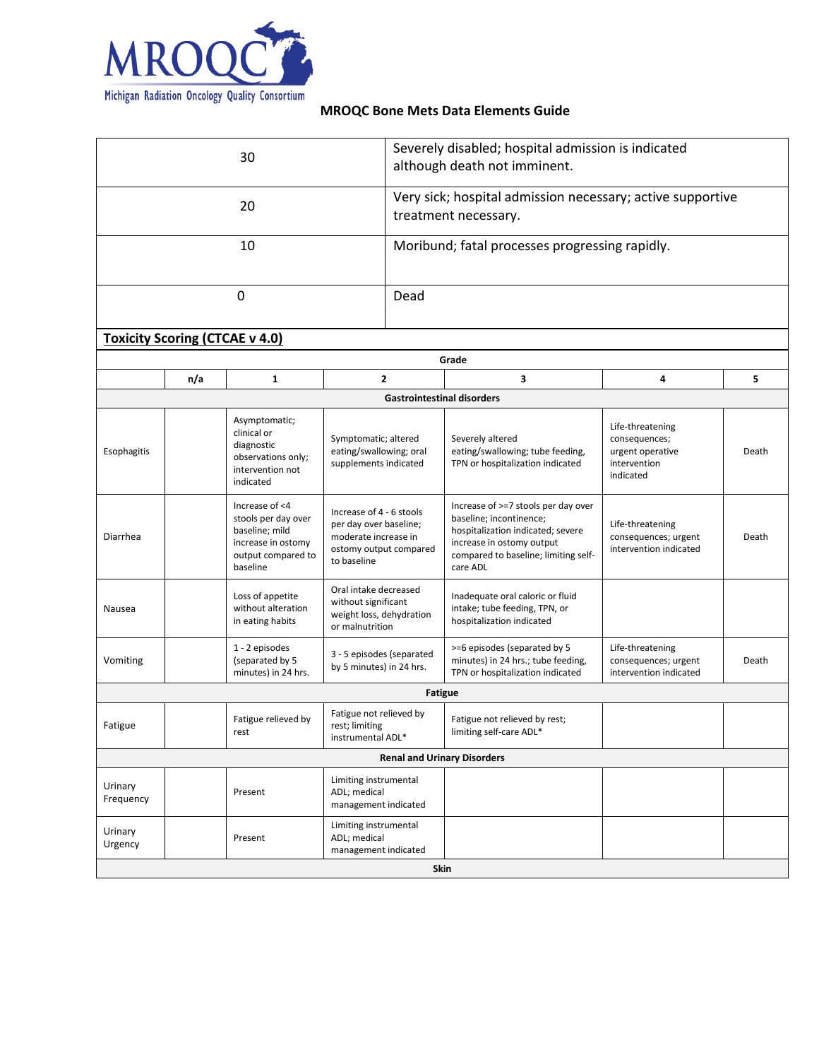| | |
|---|---|
| 30 | Severely disabled; hospital admission is indicated although death not imminent. |
| 20 | Very sick; hospital admission necessary; active supportive treatment necessary. |
| 10 | Moribund; fatal processes progressing rapidly. |
| 0 | Dead |

## Toxicity Scoring (CTCAE v 4.0)

| | Grade | | | | | |
|---|---|---|---|---|---|---|
| | n/a | 1 | 2 | 3 | 4 | 5 |
| **Gastrointestinal disorders** | | | | | | |
| Esophagitis | | Asymptomatic; clinical or diagnostic observations only; intervention not indicated | Symptomatic; altered eating/swallowing; oral supplements indicated | Severely altered eating/swallowing; tube feeding, TPN or hospitalization indicated | Life-threatening consequences; urgent operative intervention indicated | Death |
| Diarrhea | | Increase of <4 stools per day over baseline; mild increase in ostomy output compared to baseline | Increase of 4 - 6 stools per day over baseline; moderate increase in ostomy output compared to baseline | Increase of >=7 stools per day over baseline; incontinence; hospitalization indicated; severe increase in ostomy output compared to baseline; limiting self-care ADL | Life-threatening consequences; urgent intervention indicated | Death |
| Nausea | | Loss of appetite without alteration in eating habits | Oral intake decreased without significant weight loss, dehydration or malnutrition | Inadequate oral caloric or fluid intake; tube feeding, TPN, or hospitalization indicated | | |
| Vomiting | | 1 - 2 episodes (separated by 5 minutes) in 24 hrs. | 3 - 5 episodes (separated by 5 minutes) in 24 hrs. | >=6 episodes (separated by 5 minutes) in 24 hrs.; tube feeding, TPN or hospitalization indicated | Life-threatening consequences; urgent intervention indicated | Death |
| **Fatigue** | | | | | | |
| Fatigue | | Fatigue relieved by rest | Fatigue not relieved by rest; limiting instrumental ADL* | Fatigue not relieved by rest; limiting self-care ADL* | | |
| **Renal and Urinary Disorders** | | | | | | |
| Urinary Frequency | | Present | Limiting instrumental ADL; medical management indicated | | | |
| Urinary Urgency | | Present | Limiting instrumental ADL; medical management indicated | | | |
| **Skin** | | | | | | |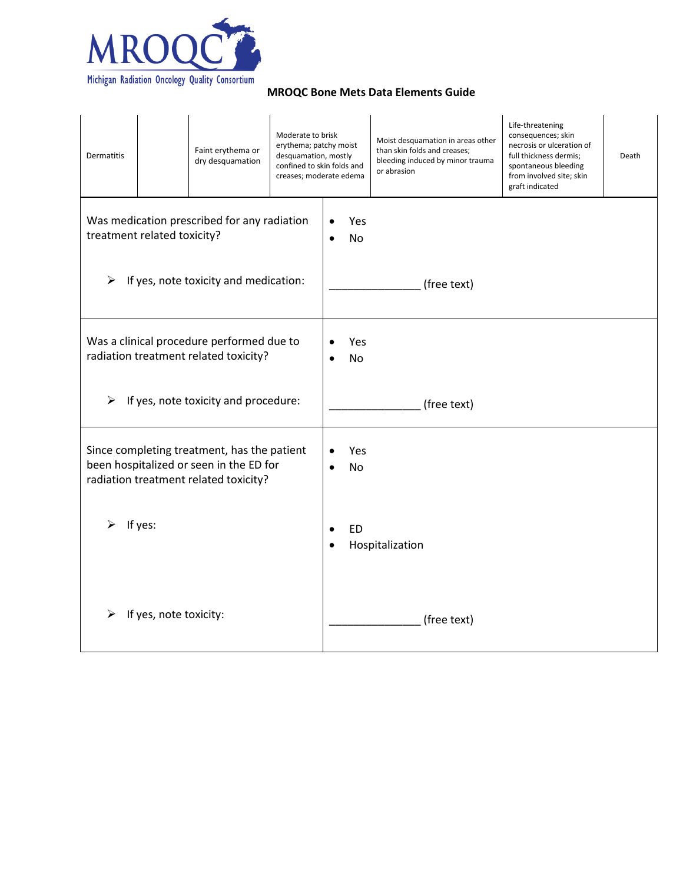MROQC Bone Mets Data Elements Guide

| Dermatitis | | Faint erythema or dry desquamation | Moderate to brisk erythema; patchy moist desquamation, mostly confined to skin folds and creases; moderate edema | Moist desquamation in areas other than skin folds and creases; bleeding induced by minor trauma or abrasion | Life-threatening consequences; skin necrosis or ulceration of full thickness dermis; spontaneous bleeding from involved site; skin graft indicated | Death |
|---|---|---|---|---|---|---|

| | |
|---|---|
| Was medication prescribed for any radiation treatment related toxicity?<br><br>➢ If yes, note toxicity and medication: | • Yes<br>• No<br><br>_______________ (free text) |
| Was a clinical procedure performed due to radiation treatment related toxicity?<br><br>➢ If yes, note toxicity and procedure: | • Yes<br>• No<br><br>_______________ (free text) |
| Since completing treatment, has the patient been hospitalized or seen in the ED for radiation treatment related toxicity?<br><br>➢ If yes:<br><br>➢ If yes, note toxicity: | • Yes<br>• No<br><br>• ED<br>• Hospitalization<br><br>_______________ (free text) |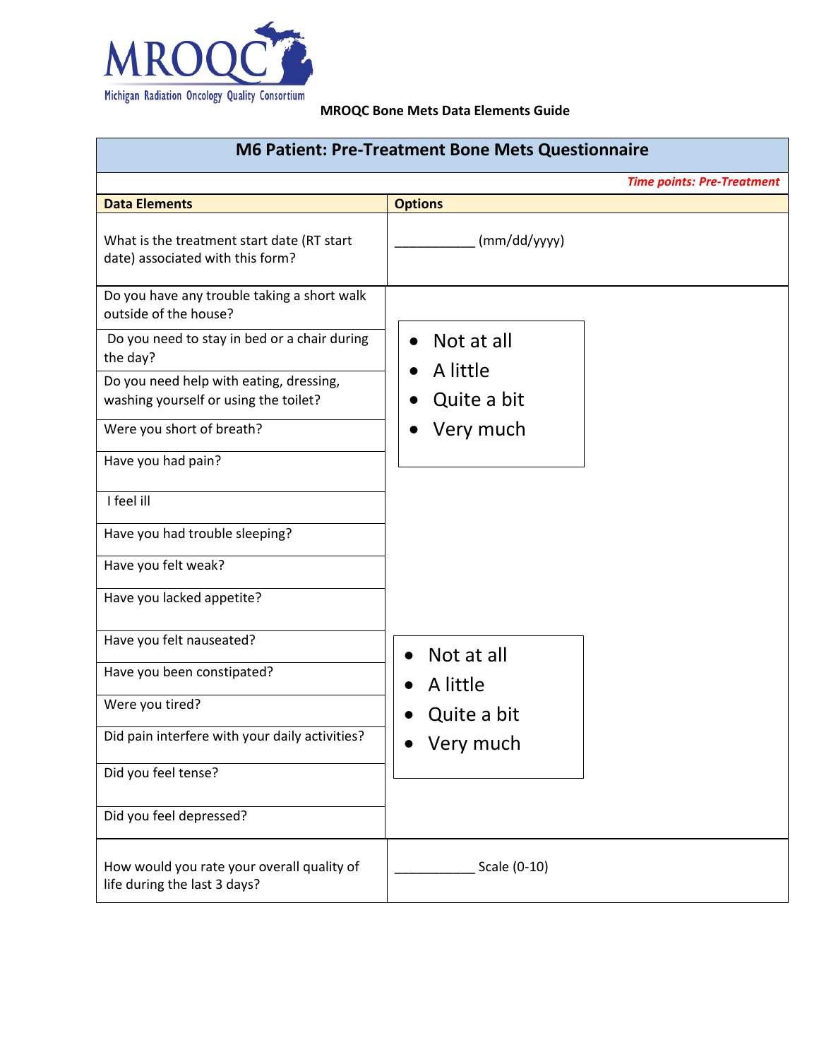MROQC
Michigan Radiation Oncology Quality Consortium

**MROQC Bone Mets Data Elements Guide**

| M6 Patient: Pre-Treatment Bone Mets Questionnaire | |
|---|---|
| | *Time points: Pre-Treatment* |
| **Data Elements** | **Options** |
| What is the treatment start date (RT start date) associated with this form? | ___________ (mm/dd/yyyy) |
| Do you have any trouble taking a short walk outside of the house? | • Not at all<br>• A little<br>• Quite a bit<br>• Very much |
| Do you need to stay in bed or a chair during the day? | |
| Do you need help with eating, dressing, washing yourself or using the toilet? | |
| Were you short of breath? | |
| Have you had pain? | |
| I feel ill | |
| Have you had trouble sleeping? | |
| Have you felt weak? | |
| Have you lacked appetite? | |
| Have you felt nauseated? | • Not at all<br>• A little<br>• Quite a bit<br>• Very much |
| Have you been constipated? | |
| Were you tired? | |
| Did pain interfere with your daily activities? | |
| Did you feel tense? | |
| Did you feel depressed? | |
| How would you rate your overall quality of life during the last 3 days? | ___________ Scale (0-10) |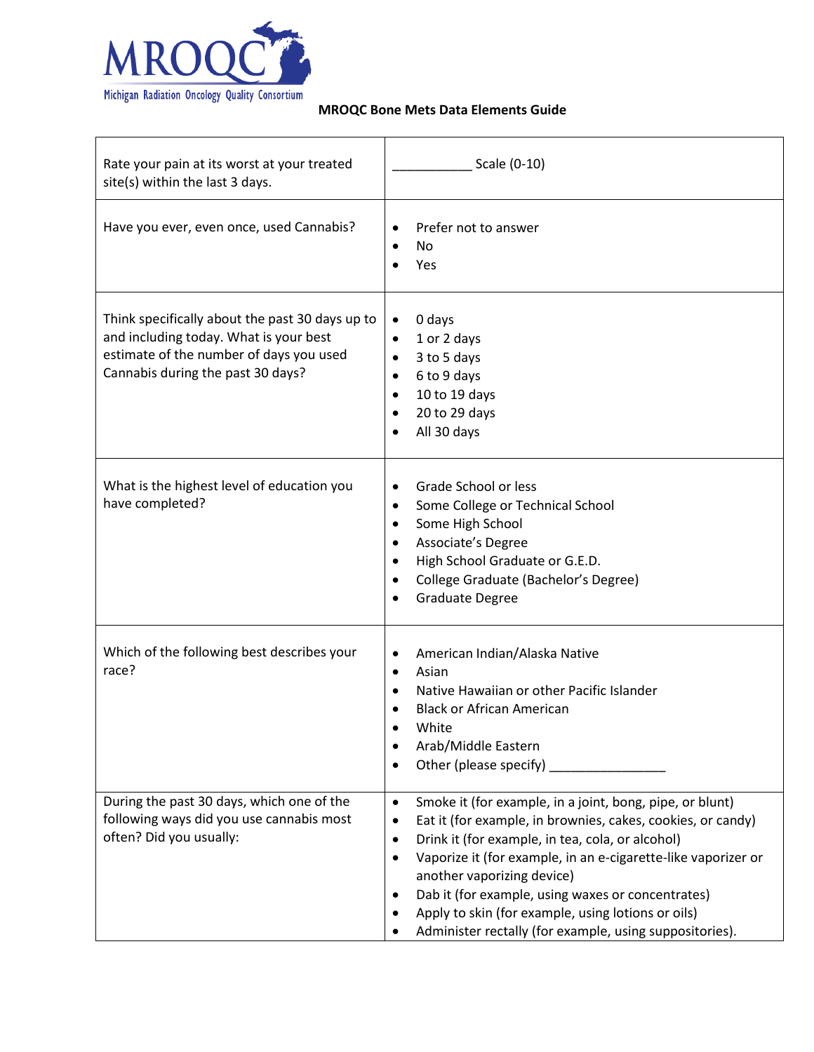MRQOC
Michigan Radiation Oncology Quality Consortium

**MROQC Bone Mets Data Elements Guide**

| | |
|---|---|
| Rate your pain at its worst at your treated site(s) within the last 3 days. | ___________ Scale (0-10) |
| Have you ever, even once, used Cannabis? | • Prefer not to answer<br>• No<br>• Yes |
| Think specifically about the past 30 days up to and including today. What is your best estimate of the number of days you used Cannabis during the past 30 days? | • 0 days<br>• 1 or 2 days<br>• 3 to 5 days<br>• 6 to 9 days<br>• 10 to 19 days<br>• 20 to 29 days<br>• All 30 days |
| What is the highest level of education you have completed? | • Grade School or less<br>• Some College or Technical School<br>• Some High School<br>• Associate's Degree<br>• High School Graduate or G.E.D.<br>• College Graduate (Bachelor's Degree)<br>• Graduate Degree |
| Which of the following best describes your race? | • American Indian/Alaska Native<br>• Asian<br>• Native Hawaiian or other Pacific Islander<br>• Black or African American<br>• White<br>• Arab/Middle Eastern<br>• Other (please specify) _______________ |
| During the past 30 days, which one of the following ways did you use cannabis most often? Did you usually: | • Smoke it (for example, in a joint, bong, pipe, or blunt)<br>• Eat it (for example, in brownies, cakes, cookies, or candy)<br>• Drink it (for example, in tea, cola, or alcohol)<br>• Vaporize it (for example, in an e-cigarette-like vaporizer or another vaporizing device)<br>• Dab it (for example, using waxes or concentrates)<br>• Apply to skin (for example, using lotions or oils)<br>• Administer rectally (for example, using suppositories). |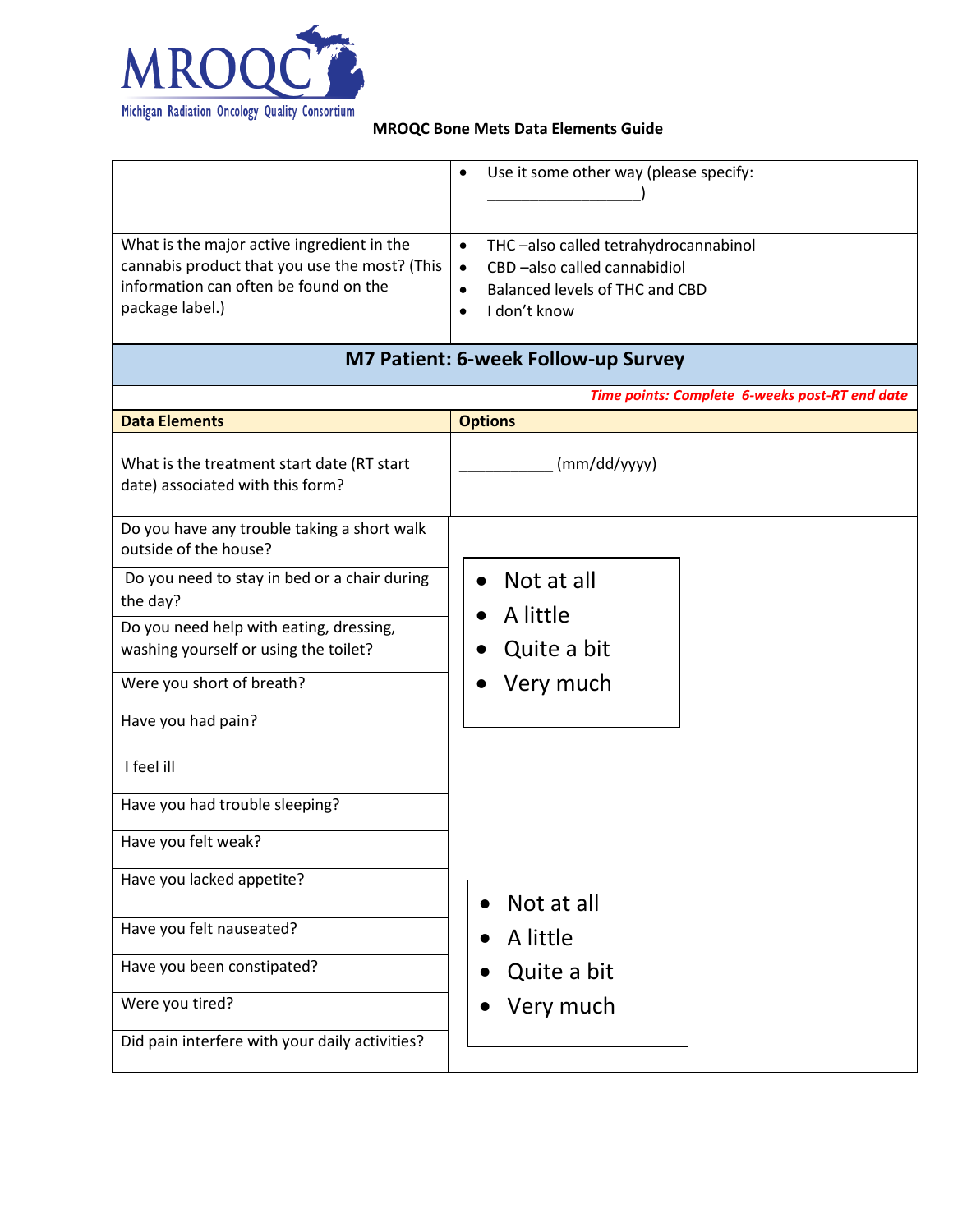**MROQC Bone Mets Data Elements Guide**

| | |
|---|---|
| | • Use it some other way (please specify: \_\_\_\_\_\_\_\_\_\_\_\_\_\_\_\_\_\_) |
| What is the major active ingredient in the cannabis product that you use the most? (This information can often be found on the package label.) | • THC –also called tetrahydrocannabinol<br>• CBD –also called cannabidiol<br>• Balanced levels of THC and CBD<br>• I don't know |

## M7 Patient: 6-week Follow-up Survey

*Time points: Complete 6-weeks post-RT end date*

| Data Elements | Options |
|---|---|
| What is the treatment start date (RT start date) associated with this form? | \_\_\_\_\_\_\_\_\_\_\_ (mm/dd/yyyy) |
| Do you have any trouble taking a short walk outside of the house? | • Not at all<br>• A little<br>• Quite a bit<br>• Very much |
| Do you need to stay in bed or a chair during the day? | |
| Do you need help with eating, dressing, washing yourself or using the toilet? | |
| Were you short of breath? | |
| Have you had pain? | |
| I feel ill | |
| Have you had trouble sleeping? | |
| Have you felt weak? | • Not at all<br>• A little<br>• Quite a bit<br>• Very much |
| Have you lacked appetite? | |
| Have you felt nauseated? | |
| Have you been constipated? | |
| Were you tired? | |
| Did pain interfere with your daily activities? | |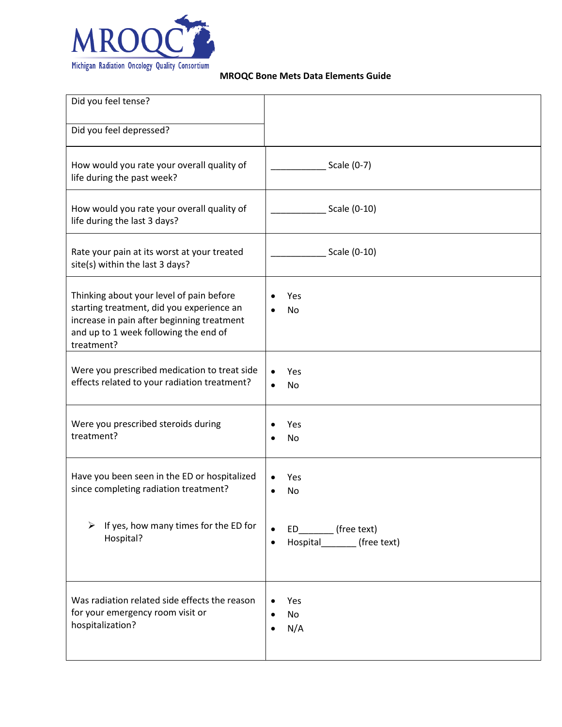**MROQC Bone Mets Data Elements Guide**

| | |
|---|---|
| Did you feel tense?<br><br>Did you feel depressed? | |
| How would you rate your overall quality of life during the past week? | ___________ Scale (0-7) |
| How would you rate your overall quality of life during the last 3 days? | ___________ Scale (0-10) |
| Rate your pain at its worst at your treated site(s) within the last 3 days? | ___________ Scale (0-10) |
| Thinking about your level of pain before starting treatment, did you experience an increase in pain after beginning treatment and up to 1 week following the end of treatment? | • Yes<br>• No |
| Were you prescribed medication to treat side effects related to your radiation treatment? | • Yes<br>• No |
| Were you prescribed steroids during treatment? | • Yes<br>• No |
| Have you been seen in the ED or hospitalized since completing radiation treatment?<br><br>➢ If yes, how many times for the ED for Hospital? | • Yes<br>• No<br><br>• ED_______ (free text)<br>• Hospital_______ (free text) |
| Was radiation related side effects the reason for your emergency room visit or hospitalization? | • Yes<br>• No<br>• N/A |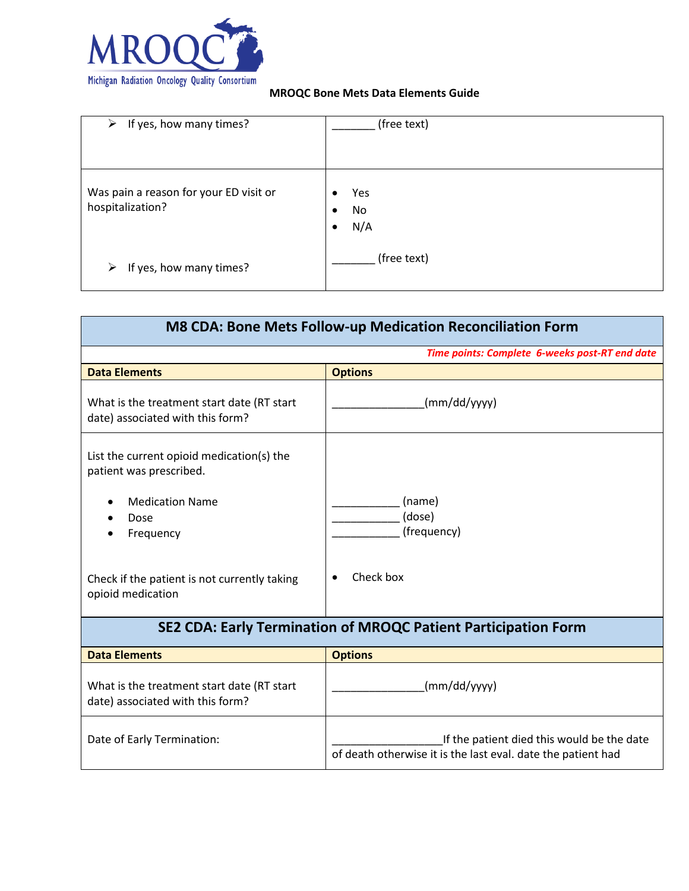| | |
|---|---|
| ➢ If yes, how many times? | _______ (free text) |
| Was pain a reason for your ED visit or hospitalization?<br><br>➢ If yes, how many times? | • Yes<br>• No<br>• N/A<br><br>_______ (free text) |

## M8 CDA: Bone Mets Follow-up Medication Reconciliation Form

*Time points: Complete 6-weeks post-RT end date*

| Data Elements | Options |
|---|---|
| What is the treatment start date (RT start date) associated with this form? | _______________(mm/dd/yyyy) |
| List the current opioid medication(s) the patient was prescribed.<br><br>• Medication Name<br>• Dose<br>• Frequency<br><br>Check if the patient is not currently taking opioid medication | ___________ (name)<br>___________ (dose)<br>___________ (frequency)<br><br>• Check box |

## SE2 CDA: Early Termination of MROQC Patient Participation Form

| Data Elements | Options |
|---|---|
| What is the treatment start date (RT start date) associated with this form? | _______________(mm/dd/yyyy) |
| Date of Early Termination: | __________________If the patient died this would be the date of death otherwise it is the last eval. date the patient had |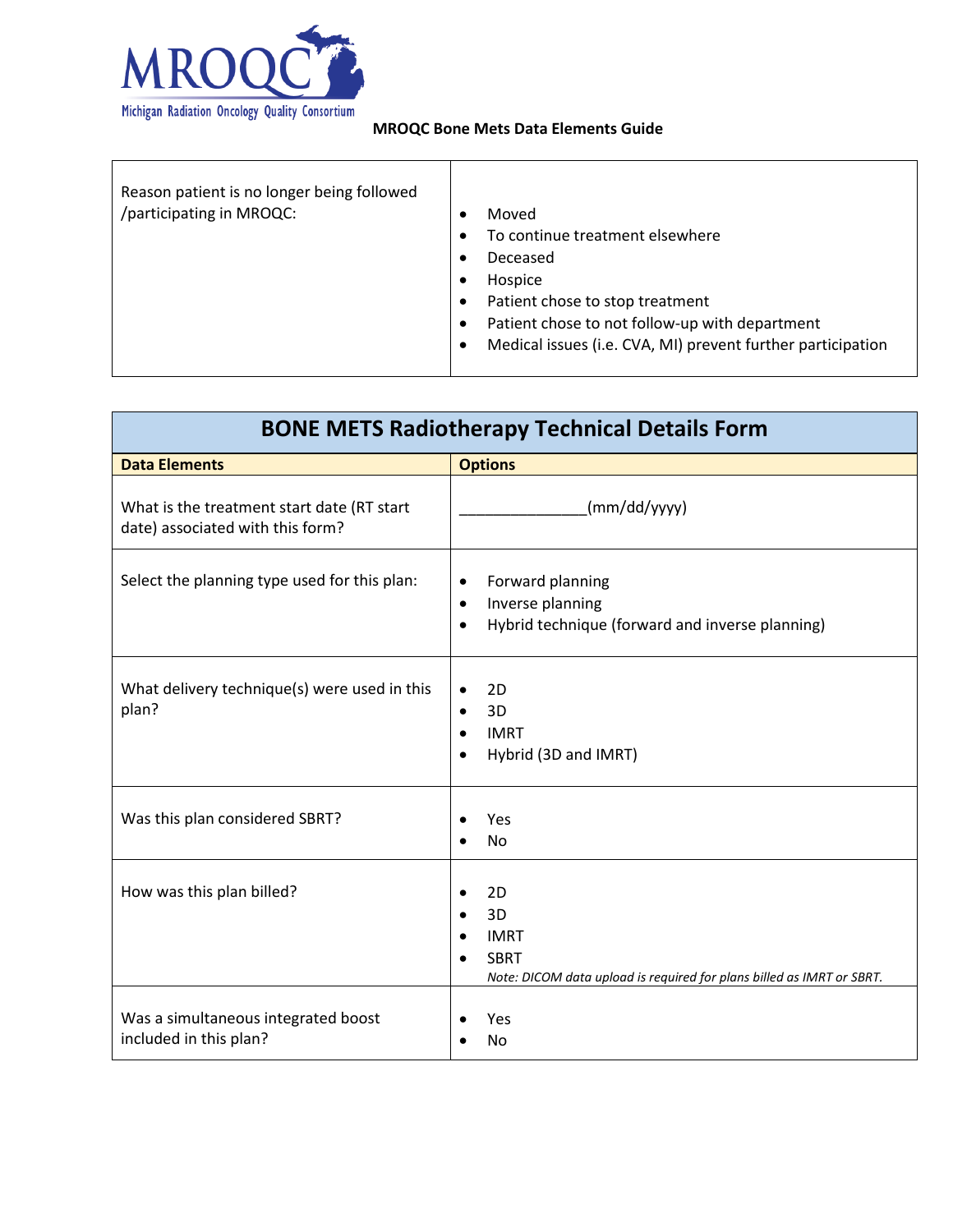| Reason patient is no longer being followed /participating in MROQC: | • Moved<br>• To continue treatment elsewhere<br>• Deceased<br>• Hospice<br>• Patient chose to stop treatment<br>• Patient chose to not follow-up with department<br>• Medical issues (i.e. CVA, MI) prevent further participation |
|---|---|

## BONE METS Radiotherapy Technical Details Form

| Data Elements | Options |
|---|---|
| What is the treatment start date (RT start date) associated with this form? | _______________(mm/dd/yyyy) |
| Select the planning type used for this plan: | • Forward planning<br>• Inverse planning<br>• Hybrid technique (forward and inverse planning) |
| What delivery technique(s) were used in this plan? | • 2D<br>• 3D<br>• IMRT<br>• Hybrid (3D and IMRT) |
| Was this plan considered SBRT? | • Yes<br>• No |
| How was this plan billed? | • 2D<br>• 3D<br>• IMRT<br>• SBRT<br>*Note: DICOM data upload is required for plans billed as IMRT or SBRT.* |
| Was a simultaneous integrated boost included in this plan? | • Yes<br>• No |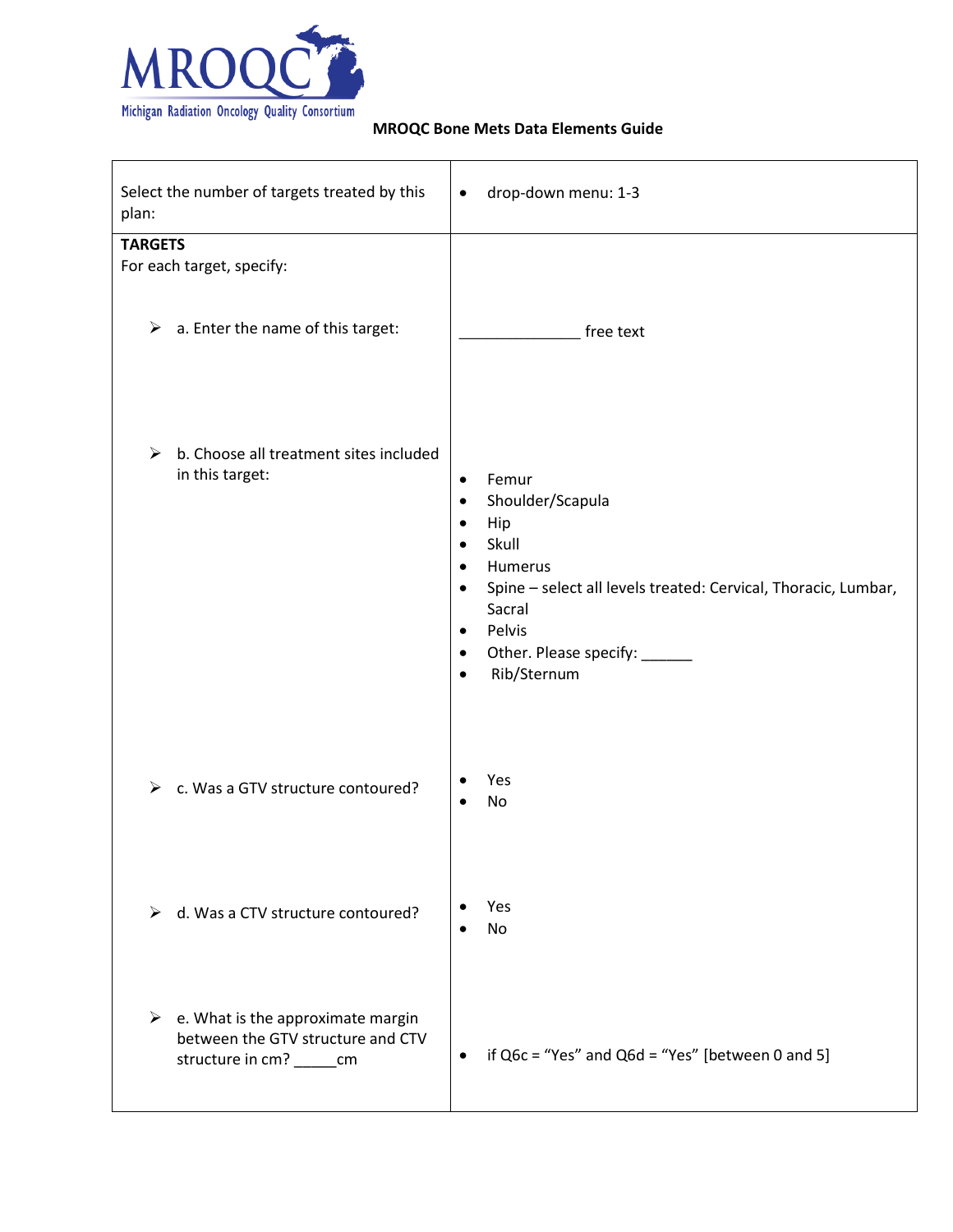**MROQC Bone Mets Data Elements Guide**

| | |
|---|---|
| Select the number of targets treated by this plan: | • drop-down menu: 1-3 |
| **TARGETS**<br>For each target, specify:<br><br>➢ a. Enter the name of this target: | ______________ free text |
| ➢ b. Choose all treatment sites included in this target: | • Femur<br>• Shoulder/Scapula<br>• Hip<br>• Skull<br>• Humerus<br>• Spine – select all levels treated: Cervical, Thoracic, Lumbar, Sacral<br>• Pelvis<br>• Other. Please specify: ______<br>• Rib/Sternum |
| ➢ c. Was a GTV structure contoured? | • Yes<br>• No |
| ➢ d. Was a CTV structure contoured? | • Yes<br>• No |
| ➢ e. What is the approximate margin between the GTV structure and CTV structure in cm? _____cm | • if Q6c = "Yes" and Q6d = "Yes" [between 0 and 5] |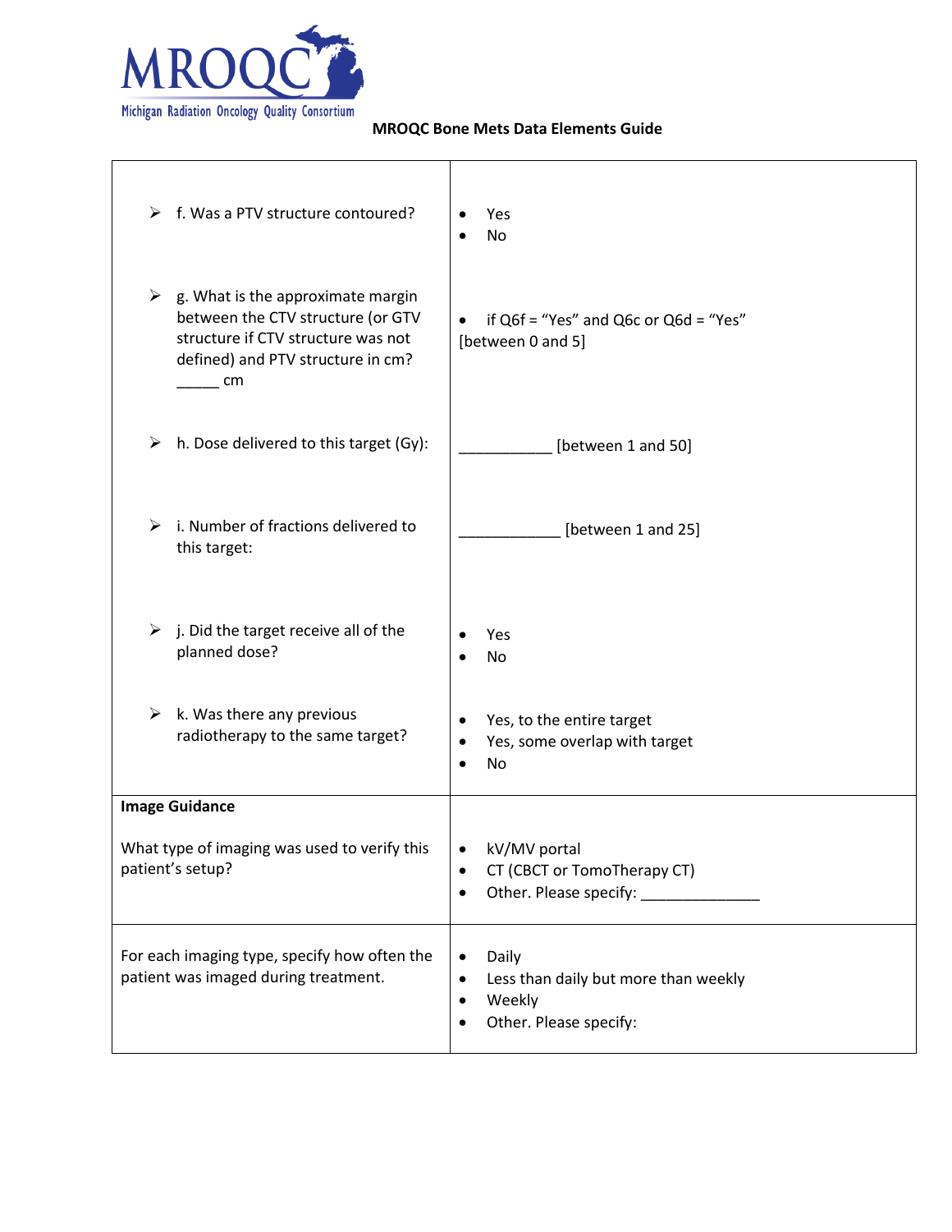| | |
|---|---|
| ➢ f. Was a PTV structure contoured? | • Yes<br>• No |
| ➢ g. What is the approximate margin between the CTV structure (or GTV structure if CTV structure was not defined) and PTV structure in cm? _____ cm | • if Q6f = "Yes" and Q6c or Q6d = "Yes" [between 0 and 5] |
| ➢ h. Dose delivered to this target (Gy): | ___________ [between 1 and 50] |
| ➢ i. Number of fractions delivered to this target: | ____________ [between 1 and 25] |
| ➢ j. Did the target receive all of the planned dose? | • Yes<br>• No |
| ➢ k. Was there any previous radiotherapy to the same target? | • Yes, to the entire target<br>• Yes, some overlap with target<br>• No |
| **Image Guidance**<br><br>What type of imaging was used to verify this patient's setup? | • kV/MV portal<br>• CT (CBCT or TomoTherapy CT)<br>• Other. Please specify: ______________ |
| For each imaging type, specify how often the patient was imaged during treatment. | • Daily<br>• Less than daily but more than weekly<br>• Weekly<br>• Other. Please specify: |